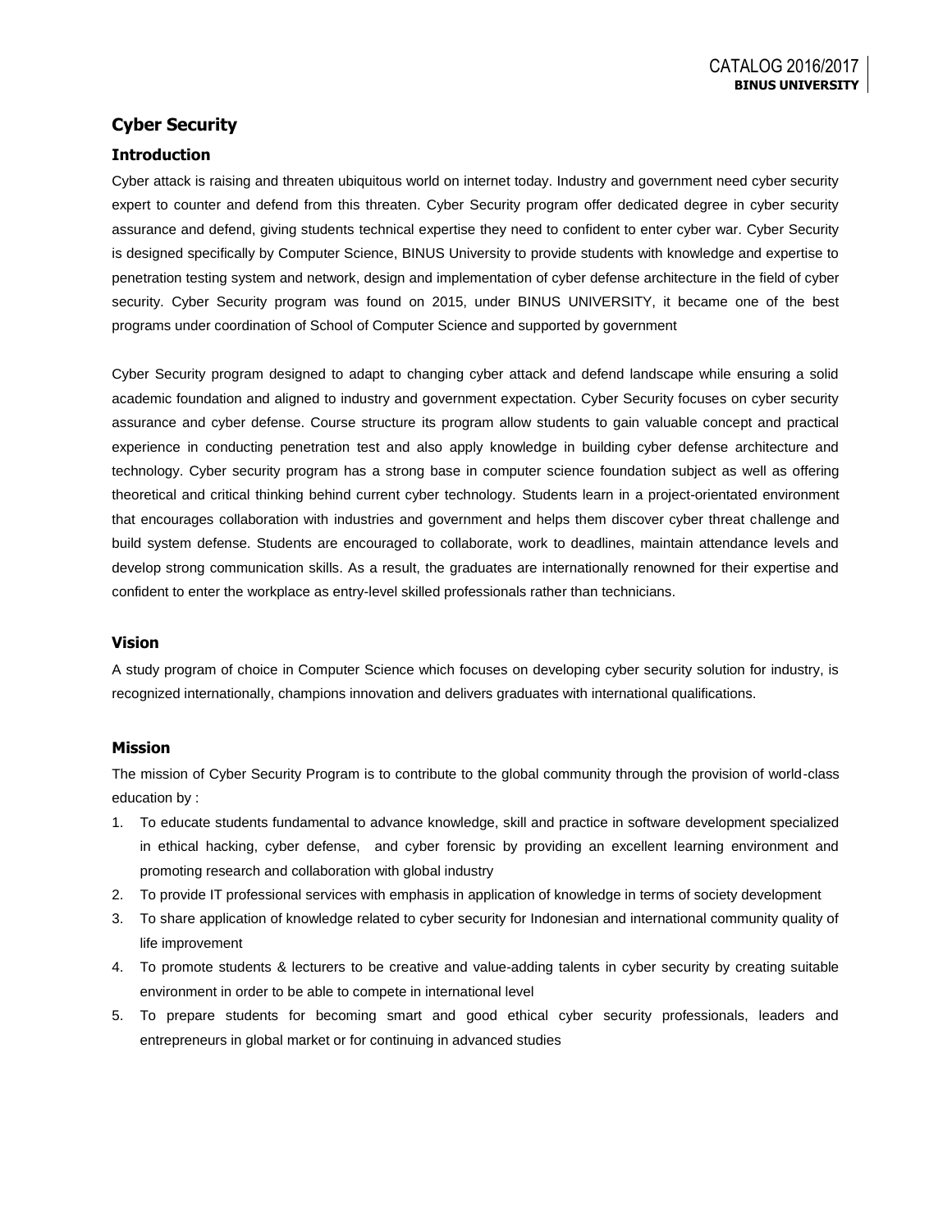## Cyber Security

### Introduction

Cyber attack is raising and threaten ubiquitous world on internet today. Industry and government need cyber security expert to counter and defend from this threaten. Cyber Security program offer dedicated degree in cyber security assurance and defend, giving students technical expertise they need to confident to enter cyber war. Cyber Security is designed specifically by Computer Science, BINUS University to provide students with knowledge and expertise to penetration testing system and network, design and implementation of cyber defense architecture in the field of cyber security. Cyber Security program was found on 2015, under BINUS UNIVERSITY, it became one of the best programs under coordination of School of Computer Science and supported by government

Cyber Security program designed to adapt to changing cyber attack and defend landscape while ensuring a solid academic foundation and aligned to industry and government expectation. Cyber Security focuses on cyber security assurance and cyber defense. Course structure its program allow students to gain valuable concept and practical experience in conducting penetration test and also apply knowledge in building cyber defense architecture and technology. Cyber security program has a strong base in computer science foundation subject as well as offering theoretical and critical thinking behind current cyber technology. Students learn in a project-orientated environment that encourages collaboration with industries and government and helps them discover cyber threat challenge and build system defense. Students are encouraged to collaborate, work to deadlines, maintain attendance levels and develop strong communication skills. As a result, the graduates are internationally renowned for their expertise and confident to enter the workplace as entry-level skilled professionals rather than technicians.

### Vision

A study program of choice in Computer Science which focuses on developing cyber security solution for industry, is recognized internationally, champions innovation and delivers graduates with international qualifications.

### Mission

The mission of Cyber Security Program is to contribute to the global community through the provision of world-class education by :

1. To educate students fundamental to advance knowledge, skill and practice in software development specialized in ethical hacking, cyber defense, and cyber forensic by providing an excellent learning environment and promoting research and collaboration with global industry
2. To provide IT professional services with emphasis in application of knowledge in terms of society development
3. To share application of knowledge related to cyber security for Indonesian and international community quality of life improvement
4. To promote students & lecturers to be creative and value-adding talents in cyber security by creating suitable environment in order to be able to compete in international level
5. To prepare students for becoming smart and good ethical cyber security professionals, leaders and entrepreneurs in global market or for continuing in advanced studies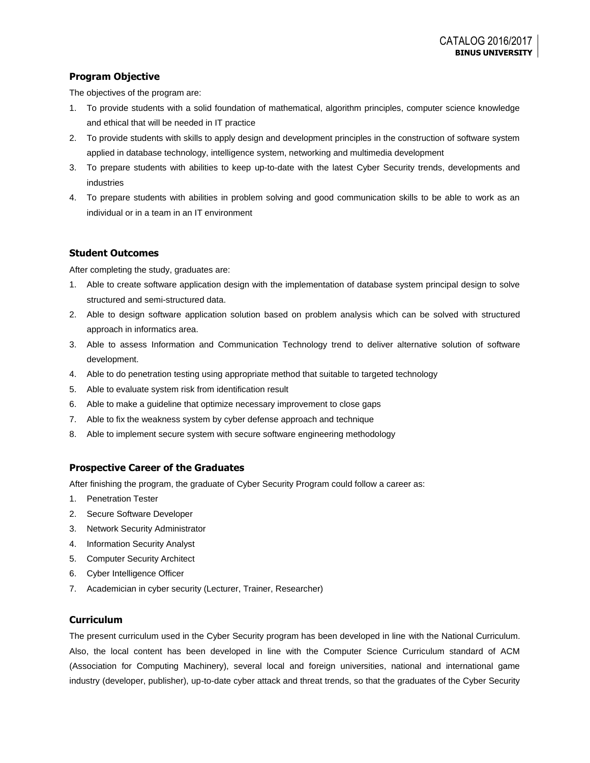## Program Objective

The objectives of the program are:

1. To provide students with a solid foundation of mathematical, algorithm principles, computer science knowledge and ethical that will be needed in IT practice
2. To provide students with skills to apply design and development principles in the construction of software system applied in database technology, intelligence system, networking and multimedia development
3. To prepare students with abilities to keep up-to-date with the latest Cyber Security trends, developments and industries
4. To prepare students with abilities in problem solving and good communication skills to be able to work as an individual or in a team in an IT environment

## Student Outcomes

After completing the study, graduates are:

1. Able to create software application design with the implementation of database system principal design to solve structured and semi-structured data.
2. Able to design software application solution based on problem analysis which can be solved with structured approach in informatics area.
3. Able to assess Information and Communication Technology trend to deliver alternative solution of software development.
4. Able to do penetration testing using appropriate method that suitable to targeted technology
5. Able to evaluate system risk from identification result
6. Able to make a guideline that optimize necessary improvement to close gaps
7. Able to fix the weakness system by cyber defense approach and technique
8. Able to implement secure system with secure software engineering methodology

## Prospective Career of the Graduates

After finishing the program, the graduate of Cyber Security Program could follow a career as:

1. Penetration Tester
2. Secure Software Developer
3. Network Security Administrator
4. Information Security Analyst
5. Computer Security Architect
6. Cyber Intelligence Officer
7. Academician in cyber security (Lecturer, Trainer, Researcher)

## Curriculum

The present curriculum used in the Cyber Security program has been developed in line with the National Curriculum. Also, the local content has been developed in line with the Computer Science Curriculum standard of ACM (Association for Computing Machinery), several local and foreign universities, national and international game industry (developer, publisher), up-to-date cyber attack and threat trends, so that the graduates of the Cyber Security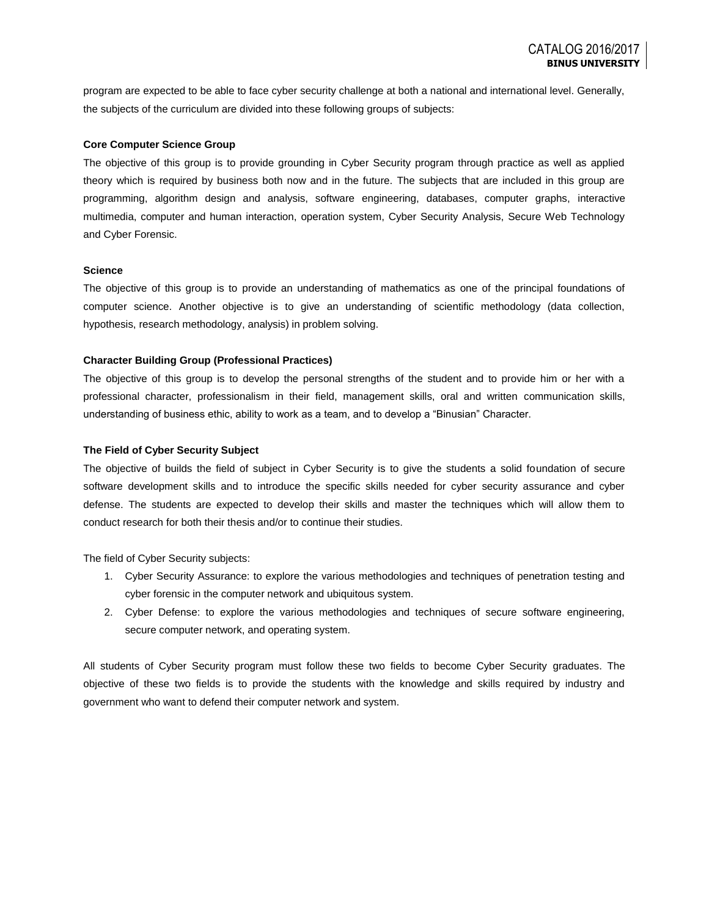program are expected to be able to face cyber security challenge at both a national and international level. Generally, the subjects of the curriculum are divided into these following groups of subjects:

**Core Computer Science Group**

The objective of this group is to provide grounding in Cyber Security program through practice as well as applied theory which is required by business both now and in the future. The subjects that are included in this group are programming, algorithm design and analysis, software engineering, databases, computer graphs, interactive multimedia, computer and human interaction, operation system, Cyber Security Analysis, Secure Web Technology and Cyber Forensic.

**Science**

The objective of this group is to provide an understanding of mathematics as one of the principal foundations of computer science. Another objective is to give an understanding of scientific methodology (data collection, hypothesis, research methodology, analysis) in problem solving.

**Character Building Group (Professional Practices)**

The objective of this group is to develop the personal strengths of the student and to provide him or her with a professional character, professionalism in their field, management skills, oral and written communication skills, understanding of business ethic, ability to work as a team, and to develop a "Binusian" Character.

**The Field of Cyber Security Subject**

The objective of builds the field of subject in Cyber Security is to give the students a solid foundation of secure software development skills and to introduce the specific skills needed for cyber security assurance and cyber defense. The students are expected to develop their skills and master the techniques which will allow them to conduct research for both their thesis and/or to continue their studies.

The field of Cyber Security subjects:

1. Cyber Security Assurance: to explore the various methodologies and techniques of penetration testing and cyber forensic in the computer network and ubiquitous system.
2. Cyber Defense: to explore the various methodologies and techniques of secure software engineering, secure computer network, and operating system.

All students of Cyber Security program must follow these two fields to become Cyber Security graduates. The objective of these two fields is to provide the students with the knowledge and skills required by industry and government who want to defend their computer network and system.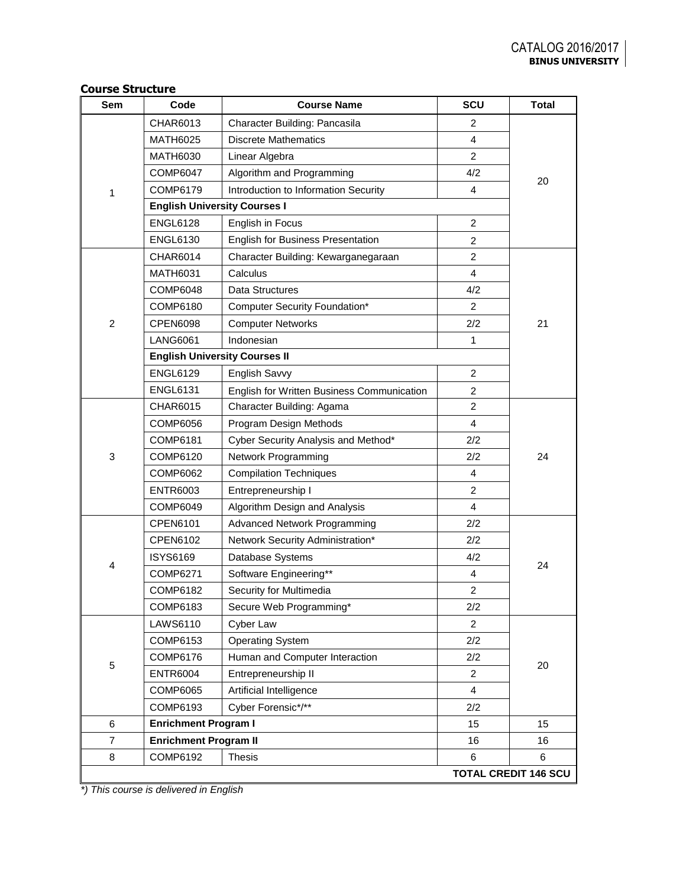**Course Structure**

| Sem | Code | Course Name | SCU | Total |
|---|---|---|---|---|
| 1 | CHAR6013 | Character Building: Pancasila | 2 | 20 |
| | MATH6025 | Discrete Mathematics | 4 | |
| | MATH6030 | Linear Algebra | 2 | |
| | COMP6047 | Algorithm and Programming | 4/2 | |
| | COMP6179 | Introduction to Information Security | 4 | |
| | **English University Courses I** | | | |
| | ENGL6128 | English in Focus | 2 | |
| | ENGL6130 | English for Business Presentation | 2 | |
| 2 | CHAR6014 | Character Building: Kewarganegaraan | 2 | 21 |
| | MATH6031 | Calculus | 4 | |
| | COMP6048 | Data Structures | 4/2 | |
| | COMP6180 | Computer Security Foundation* | 2 | |
| | CPEN6098 | Computer Networks | 2/2 | |
| | LANG6061 | Indonesian | 1 | |
| | **English University Courses II** | | | |
| | ENGL6129 | English Savvy | 2 | |
| | ENGL6131 | English for Written Business Communication | 2 | |
| 3 | CHAR6015 | Character Building: Agama | 2 | 24 |
| | COMP6056 | Program Design Methods | 4 | |
| | COMP6181 | Cyber Security Analysis and Method* | 2/2 | |
| | COMP6120 | Network Programming | 2/2 | |
| | COMP6062 | Compilation Techniques | 4 | |
| | ENTR6003 | Entrepreneurship I | 2 | |
| | COMP6049 | Algorithm Design and Analysis | 4 | |
| 4 | CPEN6101 | Advanced Network Programming | 2/2 | 24 |
| | CPEN6102 | Network Security Administration* | 2/2 | |
| | ISYS6169 | Database Systems | 4/2 | |
| | COMP6271 | Software Engineering** | 4 | |
| | COMP6182 | Security for Multimedia | 2 | |
| | COMP6183 | Secure Web Programming* | 2/2 | |
| 5 | LAWS6110 | Cyber Law | 2 | 20 |
| | COMP6153 | Operating System | 2/2 | |
| | COMP6176 | Human and Computer Interaction | 2/2 | |
| | ENTR6004 | Entrepreneurship II | 2 | |
| | COMP6065 | Artificial Intelligence | 4 | |
| | COMP6193 | Cyber Forensic*/** | 2/2 | |
| 6 | **Enrichment Program I** | | 15 | 15 |
| 7 | **Enrichment Program II** | | 16 | 16 |
| 8 | COMP6192 | Thesis | 6 | 6 |
| | | | | **TOTAL CREDIT 146 SCU** |

*\*) This course is delivered in English*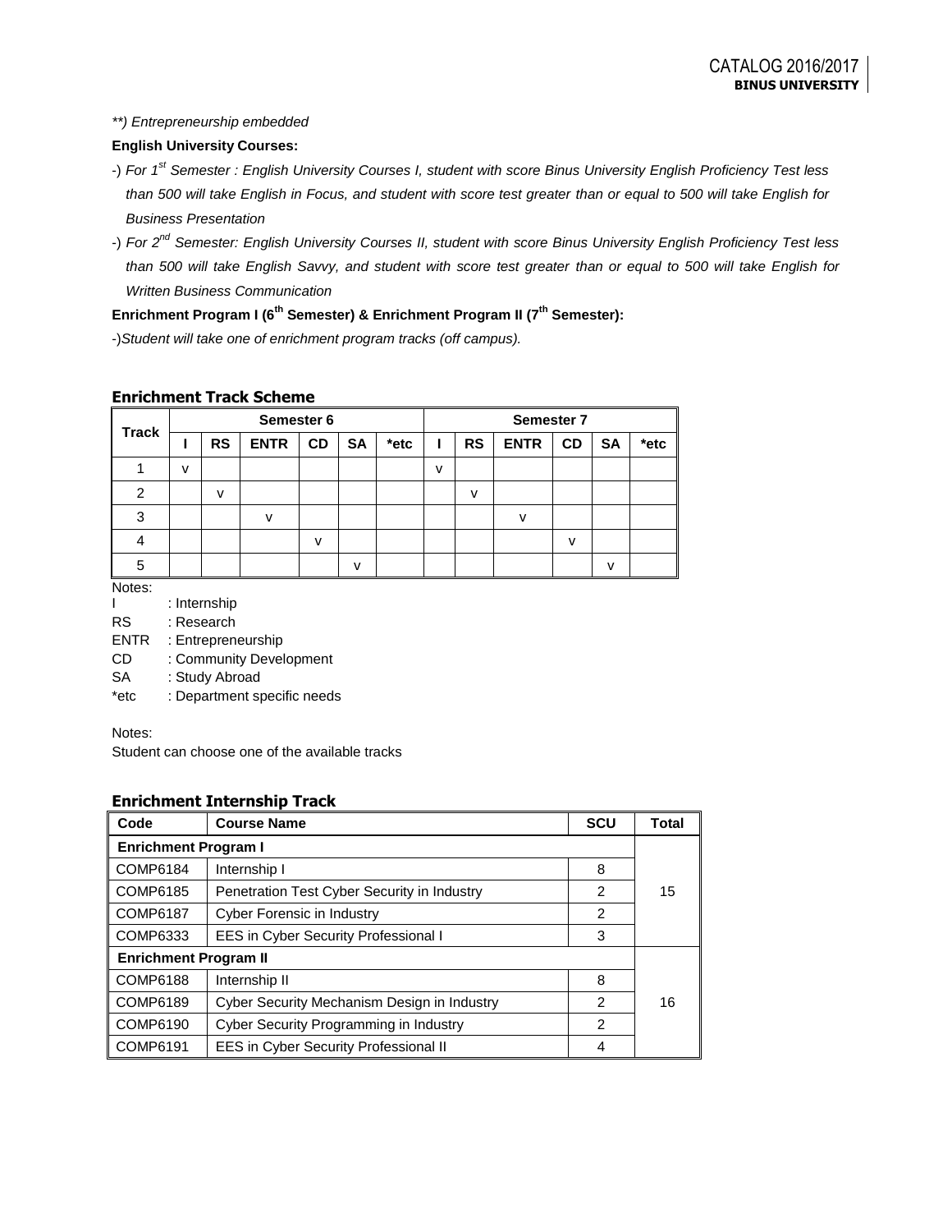*\*\*) Entrepreneurship embedded*

**English University Courses:**

-) *For 1st Semester : English University Courses I, student with score Binus University English Proficiency Test less than 500 will take English in Focus, and student with score test greater than or equal to 500 will take English for Business Presentation*

-) *For 2nd Semester: English University Courses II, student with score Binus University English Proficiency Test less than 500 will take English Savvy, and student with score test greater than or equal to 500 will take English for Written Business Communication*

**Enrichment Program I (6th Semester) & Enrichment Program II (7th Semester):**

-)*Student will take one of enrichment program tracks (off campus).*

### Enrichment Track Scheme

| Track | Semester 6 | | | | | | Semester 7 | | | | | |
|---|---|---|---|---|---|---|---|---|---|---|---|---|
| | I | RS | ENTR | CD | SA | *etc | I | RS | ENTR | CD | SA | *etc |
| 1 | v | | | | | | v | | | | | |
| 2 | | v | | | | | | v | | | | |
| 3 | | | v | | | | | | v | | | |
| 4 | | | | v | | | | | | v | | |
| 5 | | | | | v | | | | | | v | |

Notes:

I : Internship
RS : Research
ENTR : Entrepreneurship
CD : Community Development
SA : Study Abroad
*etc : Department specific needs

Notes:

Student can choose one of the available tracks

### Enrichment Internship Track

| Code | Course Name | SCU | Total |
|---|---|---|---|
| **Enrichment Program I** | | | |
| COMP6184 | Internship I | 8 | 15 |
| COMP6185 | Penetration Test Cyber Security in Industry | 2 | |
| COMP6187 | Cyber Forensic in Industry | 2 | |
| COMP6333 | EES in Cyber Security Professional I | 3 | |
| **Enrichment Program II** | | | |
| COMP6188 | Internship II | 8 | 16 |
| COMP6189 | Cyber Security Mechanism Design in Industry | 2 | |
| COMP6190 | Cyber Security Programming in Industry | 2 | |
| COMP6191 | EES in Cyber Security Professional II | 4 | |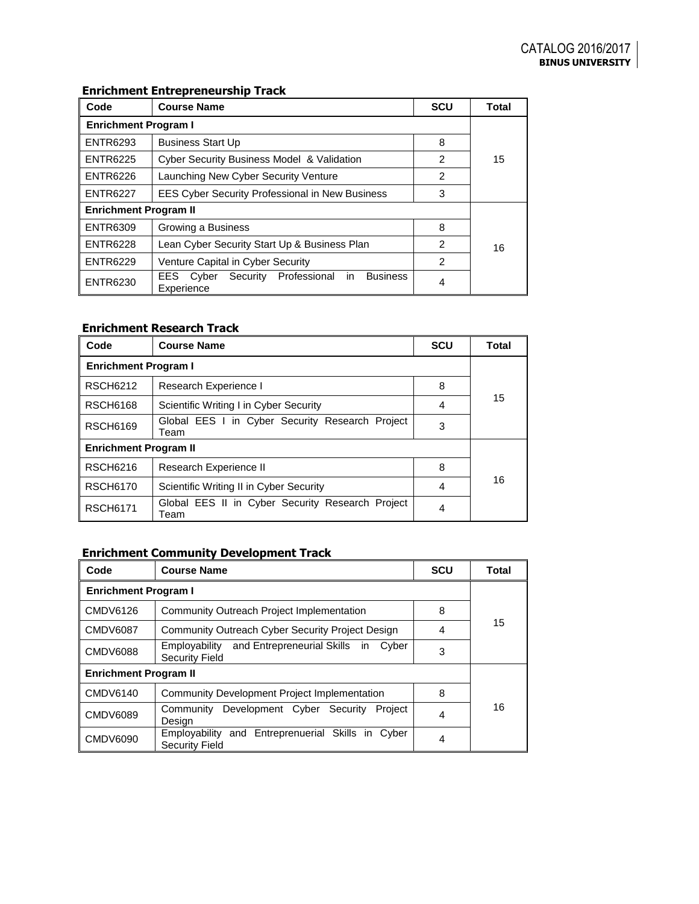### Enrichment Entrepreneurship Track

| Code | Course Name | SCU | Total |
|---|---|---|---|
| **Enrichment Program I** | | | |
| ENTR6293 | Business Start Up | 8 | 15 |
| ENTR6225 | Cyber Security Business Model & Validation | 2 | |
| ENTR6226 | Launching New Cyber Security Venture | 2 | |
| ENTR6227 | EES Cyber Security Professional in New Business | 3 | |
| **Enrichment Program II** | | | |
| ENTR6309 | Growing a Business | 8 | 16 |
| ENTR6228 | Lean Cyber Security Start Up & Business Plan | 2 | |
| ENTR6229 | Venture Capital in Cyber Security | 2 | |
| ENTR6230 | EES Cyber Security Professional in Business Experience | 4 | |

### Enrichment Research Track

| Code | Course Name | SCU | Total |
|---|---|---|---|
| **Enrichment Program I** | | | |
| RSCH6212 | Research Experience I | 8 | 15 |
| RSCH6168 | Scientific Writing I in Cyber Security | 4 | |
| RSCH6169 | Global EES I in Cyber Security Research Project Team | 3 | |
| **Enrichment Program II** | | | |
| RSCH6216 | Research Experience II | 8 | 16 |
| RSCH6170 | Scientific Writing II in Cyber Security | 4 | |
| RSCH6171 | Global EES II in Cyber Security Research Project Team | 4 | |

### Enrichment Community Development Track

| Code | Course Name | SCU | Total |
|---|---|---|---|
| **Enrichment Program I** | | | |
| CMDV6126 | Community Outreach Project Implementation | 8 | 15 |
| CMDV6087 | Community Outreach Cyber Security Project Design | 4 | |
| CMDV6088 | Employability and Entrepreneurial Skills in Cyber Security Field | 3 | |
| **Enrichment Program II** | | | |
| CMDV6140 | Community Development Project Implementation | 8 | 16 |
| CMDV6089 | Community Development Cyber Security Project Design | 4 | |
| CMDV6090 | Employability and Entreprenuerial Skills in Cyber Security Field | 4 | |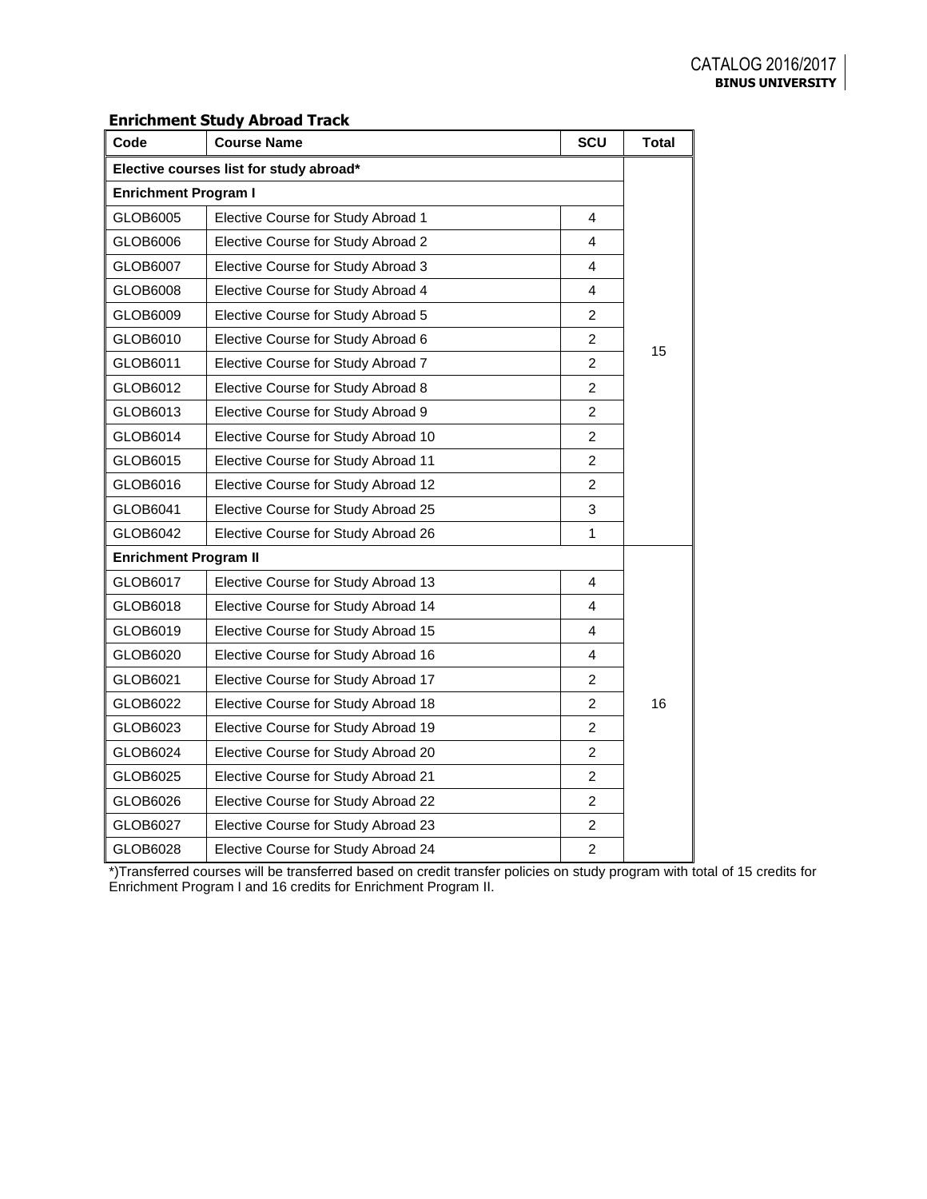### Enrichment Study Abroad Track

| Code | Course Name | SCU | Total |
|---|---|---|---|
| **Elective courses list for study abroad*** | | | |
| **Enrichment Program I** | | | |
| GLOB6005 | Elective Course for Study Abroad 1 | 4 | 15 |
| GLOB6006 | Elective Course for Study Abroad 2 | 4 | |
| GLOB6007 | Elective Course for Study Abroad 3 | 4 | |
| GLOB6008 | Elective Course for Study Abroad 4 | 4 | |
| GLOB6009 | Elective Course for Study Abroad 5 | 2 | |
| GLOB6010 | Elective Course for Study Abroad 6 | 2 | |
| GLOB6011 | Elective Course for Study Abroad 7 | 2 | |
| GLOB6012 | Elective Course for Study Abroad 8 | 2 | |
| GLOB6013 | Elective Course for Study Abroad 9 | 2 | |
| GLOB6014 | Elective Course for Study Abroad 10 | 2 | |
| GLOB6015 | Elective Course for Study Abroad 11 | 2 | |
| GLOB6016 | Elective Course for Study Abroad 12 | 2 | |
| GLOB6041 | Elective Course for Study Abroad 25 | 3 | |
| GLOB6042 | Elective Course for Study Abroad 26 | 1 | |
| **Enrichment Program II** | | | |
| GLOB6017 | Elective Course for Study Abroad 13 | 4 | 16 |
| GLOB6018 | Elective Course for Study Abroad 14 | 4 | |
| GLOB6019 | Elective Course for Study Abroad 15 | 4 | |
| GLOB6020 | Elective Course for Study Abroad 16 | 4 | |
| GLOB6021 | Elective Course for Study Abroad 17 | 2 | |
| GLOB6022 | Elective Course for Study Abroad 18 | 2 | |
| GLOB6023 | Elective Course for Study Abroad 19 | 2 | |
| GLOB6024 | Elective Course for Study Abroad 20 | 2 | |
| GLOB6025 | Elective Course for Study Abroad 21 | 2 | |
| GLOB6026 | Elective Course for Study Abroad 22 | 2 | |
| GLOB6027 | Elective Course for Study Abroad 23 | 2 | |
| GLOB6028 | Elective Course for Study Abroad 24 | 2 | |

*)Transferred courses will be transferred based on credit transfer policies on study program with total of 15 credits for Enrichment Program I and 16 credits for Enrichment Program II.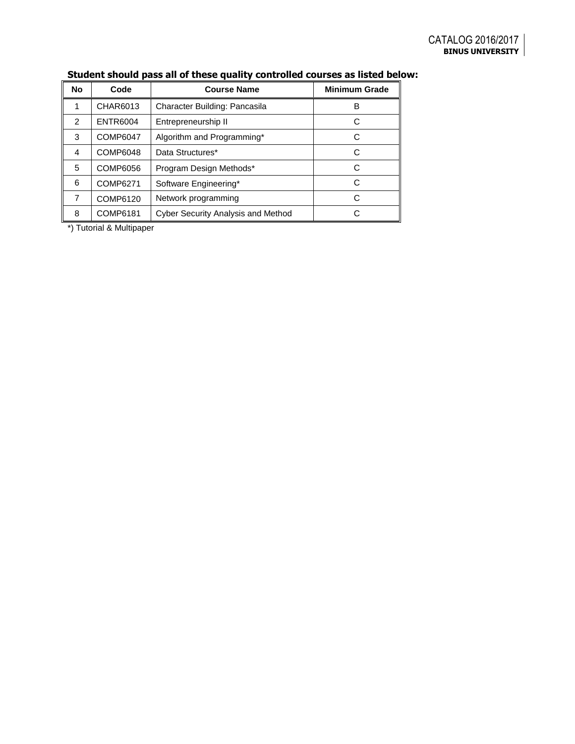**Student should pass all of these quality controlled courses as listed below:**

| No | Code | Course Name | Minimum Grade |
|---|---|---|---|
| 1 | CHAR6013 | Character Building: Pancasila | B |
| 2 | ENTR6004 | Entrepreneurship II | C |
| 3 | COMP6047 | Algorithm and Programming* | C |
| 4 | COMP6048 | Data Structures* | C |
| 5 | COMP6056 | Program Design Methods* | C |
| 6 | COMP6271 | Software Engineering* | C |
| 7 | COMP6120 | Network programming | C |
| 8 | COMP6181 | Cyber Security Analysis and Method | C |

*) Tutorial & Multipaper